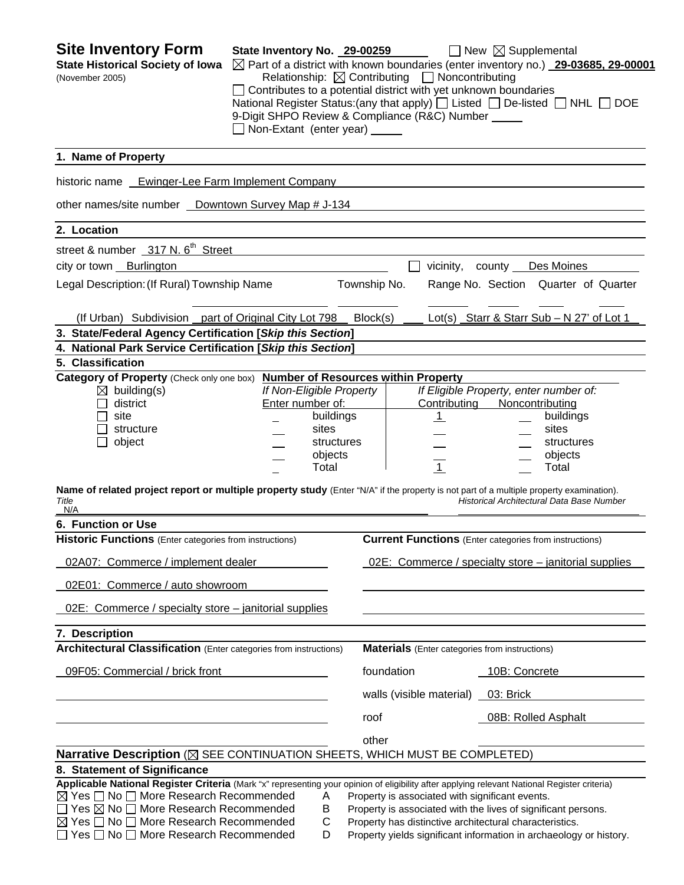# Site Inventory Form

**State Historical Society of Iowa**
(November 2005)

State Inventory No. 29-00259 ☐ New ☒ Supplemental
☒ Part of a district with known boundaries (enter inventory no.) 29-03685, 29-00001
Relationship: ☒ Contributing ☐ Noncontributing
☐ Contributes to a potential district with yet unknown boundaries
National Register Status:(any that apply) ☐ Listed ☐ De-listed ☐ NHL ☐ DOE
9-Digit SHPO Review & Compliance (R&C) Number
☐ Non-Extant (enter year)

## 1. Name of Property

historic name Ewinger-Lee Farm Implement Company

other names/site number Downtown Survey Map # J-134

## 2. Location

street & number 317 N. 6th Street

city or town Burlington ☐ vicinity, county Des Moines

Legal Description: (If Rural) Township Name Township No. Range No. Section Quarter of Quarter

(If Urban) Subdivision part of Original City Lot 798 Block(s) Lot(s) Starr & Starr Sub – N 27' of Lot 1

## 3. State/Federal Agency Certification [*Skip this Section*]

## 4. National Park Service Certification [*Skip this Section*]

## 5. Classification

**Category of Property** (Check only one box)
☒ building(s)
☐ district
☐ site
☐ structure
☐ object

**Number of Resources within Property**

| If Non-Eligible Property Enter number of: | | If Eligible Property, enter number of: Contributing | Noncontributing | |
|---|---|---|---|---|
| | buildings | 1 | | buildings |
| | sites | | | sites |
| | structures | | | structures |
| | objects | | | objects |
| | Total | 1 | | Total |

**Name of related project report or multiple property study** (Enter "N/A" if the property is not part of a multiple property examination).
*Title* N/A
*Historical Architectural Data Base Number*

## 6. Function or Use

| **Historic Functions** (Enter categories from instructions) | **Current Functions** (Enter categories from instructions) |
|---|---|
| 02A07: Commerce / implement dealer | 02E: Commerce / specialty store – janitorial supplies |
| 02E01: Commerce / auto showroom | |
| 02E: Commerce / specialty store – janitorial supplies | |

## 7. Description

**Architectural Classification** (Enter categories from instructions)
09F05: Commercial / brick front

**Materials** (Enter categories from instructions)
foundation 10B: Concrete
walls (visible material) 03: Brick
roof 08B: Rolled Asphalt
other

**Narrative Description** (☒ SEE CONTINUATION SHEETS, WHICH MUST BE COMPLETED)

## 8. Statement of Significance

**Applicable National Register Criteria** (Mark "x" representing your opinion of eligibility after applying relevant National Register criteria)

☒ Yes ☐ No ☐ More Research Recommended A Property is associated with significant events.
☐ Yes ☒ No ☐ More Research Recommended B Property is associated with the lives of significant persons.
☒ Yes ☐ No ☐ More Research Recommended C Property has distinctive architectural characteristics.
☐ Yes ☐ No ☐ More Research Recommended D Property yields significant information in archaeology or history.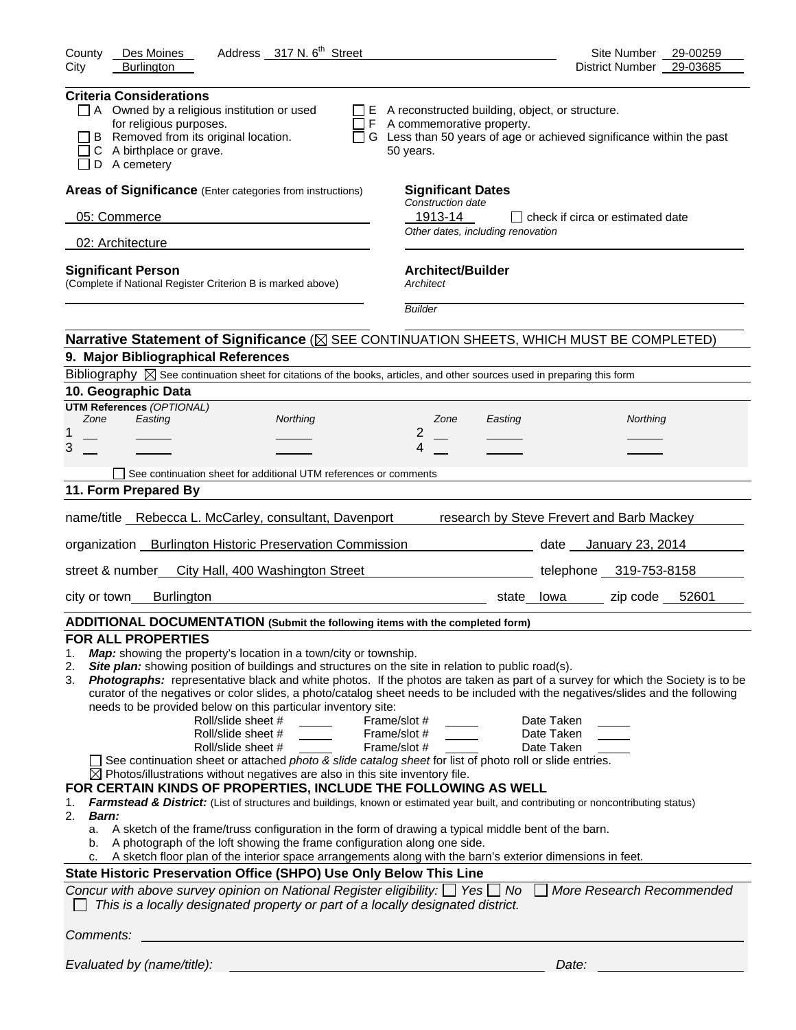County Des Moines Address 317 N. 6th Street Site Number 29-00259
City Burlington District Number 29-03685

**Criteria Considerations**

- ☐ A Owned by a religious institution or used for religious purposes.
- ☐ B Removed from its original location.
- ☐ C A birthplace or grave.
- ☐ D A cemetery
- ☐ E A reconstructed building, object, or structure.
- ☐ F A commemorative property.
- ☐ G Less than 50 years of age or achieved significance within the past 50 years.

**Areas of Significance** (Enter categories from instructions)

05: Commerce

02: Architecture

**Significant Dates**

*Construction date*

1913-14 ☐ check if circa or estimated date

*Other dates, including renovation*

**Significant Person**

(Complete if National Register Criterion B is marked above)

**Architect/Builder**

*Architect*

*Builder*

**Narrative Statement of Significance** (☒ SEE CONTINUATION SHEETS, WHICH MUST BE COMPLETED)

## 9. Major Bibliographical References

Bibliography ☒ See continuation sheet for citations of the books, articles, and other sources used in preparing this form

## 10. Geographic Data

**UTM References** *(OPTIONAL)*

| | Zone | Easting | Northing | | Zone | Easting | Northing |
|---|---|---|---|---|---|---|---|
| 1 | | | | 2 | | | |
| 3 | | | | 4 | | | |

☐ See continuation sheet for additional UTM references or comments

## 11. Form Prepared By

name/title Rebecca L. McCarley, consultant, Davenport research by Steve Frevert and Barb Mackey

organization Burlington Historic Preservation Commission date January 23, 2014

street & number City Hall, 400 Washington Street telephone 319-753-8158

city or town Burlington state Iowa zip code 52601

**ADDITIONAL DOCUMENTATION (Submit the following items with the completed form)**

**FOR ALL PROPERTIES**

1. ***Map:*** showing the property's location in a town/city or township.
2. ***Site plan:*** showing position of buildings and structures on the site in relation to public road(s).
3. ***Photographs:*** representative black and white photos. If the photos are taken as part of a survey for which the Society is to be curator of the negatives or color slides, a photo/catalog sheet needs to be included with the negatives/slides and the following needs to be provided below on this particular inventory site:

| Roll/slide sheet # | Frame/slot # | Date Taken |
|---|---|---|
| | | |
| | | |
| | | |

☐ See continuation sheet or attached *photo & slide catalog sheet* for list of photo roll or slide entries.

☒ Photos/illustrations without negatives are also in this site inventory file.

**FOR CERTAIN KINDS OF PROPERTIES, INCLUDE THE FOLLOWING AS WELL**

1. ***Farmstead & District:*** (List of structures and buildings, known or estimated year built, and contributing or noncontributing status)
2. ***Barn:***
   a. A sketch of the frame/truss configuration in the form of drawing a typical middle bent of the barn.
   b. A photograph of the loft showing the frame configuration along one side.
   c. A sketch floor plan of the interior space arrangements along with the barn's exterior dimensions in feet.

**State Historic Preservation Office (SHPO) Use Only Below This Line**

*Concur with above survey opinion on National Register eligibility:* ☐ *Yes* ☐ *No* ☐ *More Research Recommended*

☐ *This is a locally designated property or part of a locally designated district.*

*Comments:*

*Evaluated by (name/title):* *Date:*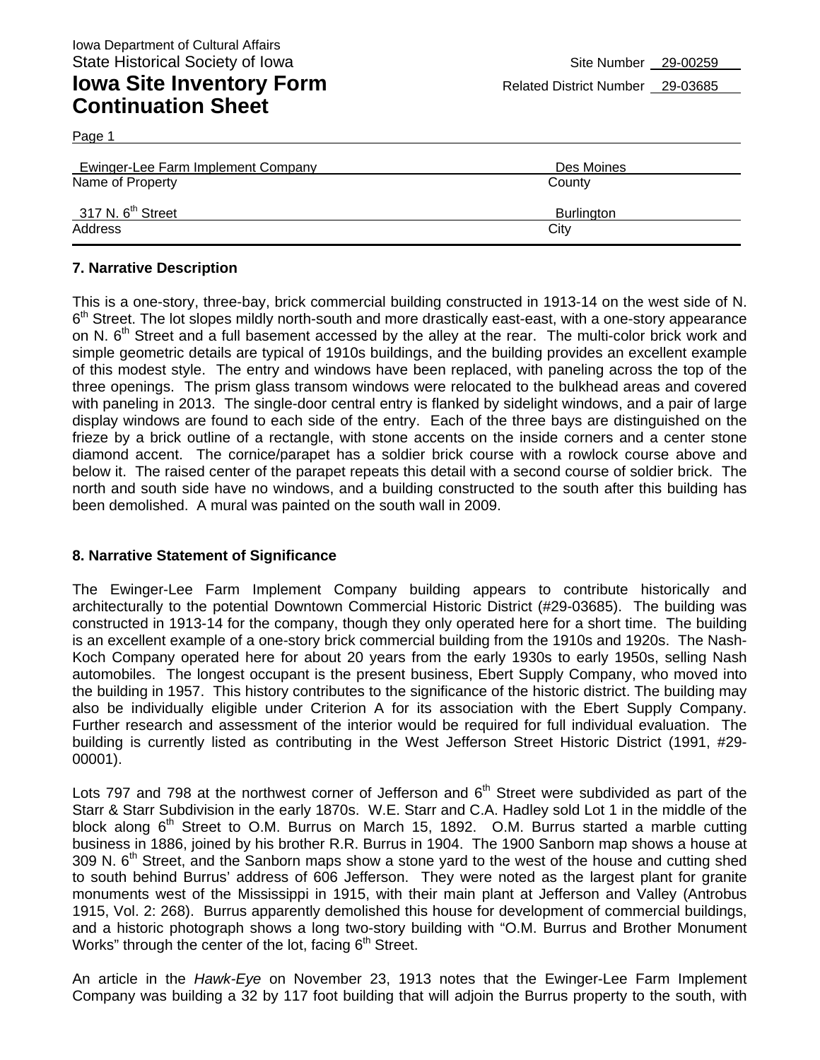Iowa Department of Cultural Affairs
State Historical Society of Iowa

Site Number 29-00259

# Iowa Site Inventory Form Continuation Sheet

Related District Number 29-03685

Page 1

| Ewinger-Lee Farm Implement Company | Des Moines |
|---|---|
| Name of Property | County |
| 317 N. 6th Street | Burlington |
| Address | City |

### 7. Narrative Description

This is a one-story, three-bay, brick commercial building constructed in 1913-14 on the west side of N. 6th Street. The lot slopes mildly north-south and more drastically east-east, with a one-story appearance on N. 6th Street and a full basement accessed by the alley at the rear. The multi-color brick work and simple geometric details are typical of 1910s buildings, and the building provides an excellent example of this modest style. The entry and windows have been replaced, with paneling across the top of the three openings. The prism glass transom windows were relocated to the bulkhead areas and covered with paneling in 2013. The single-door central entry is flanked by sidelight windows, and a pair of large display windows are found to each side of the entry. Each of the three bays are distinguished on the frieze by a brick outline of a rectangle, with stone accents on the inside corners and a center stone diamond accent. The cornice/parapet has a soldier brick course with a rowlock course above and below it. The raised center of the parapet repeats this detail with a second course of soldier brick. The north and south side have no windows, and a building constructed to the south after this building has been demolished. A mural was painted on the south wall in 2009.

### 8. Narrative Statement of Significance

The Ewinger-Lee Farm Implement Company building appears to contribute historically and architecturally to the potential Downtown Commercial Historic District (#29-03685). The building was constructed in 1913-14 for the company, though they only operated here for a short time. The building is an excellent example of a one-story brick commercial building from the 1910s and 1920s. The Nash-Koch Company operated here for about 20 years from the early 1930s to early 1950s, selling Nash automobiles. The longest occupant is the present business, Ebert Supply Company, who moved into the building in 1957. This history contributes to the significance of the historic district. The building may also be individually eligible under Criterion A for its association with the Ebert Supply Company. Further research and assessment of the interior would be required for full individual evaluation. The building is currently listed as contributing in the West Jefferson Street Historic District (1991, #29-00001).

Lots 797 and 798 at the northwest corner of Jefferson and 6th Street were subdivided as part of the Starr & Starr Subdivision in the early 1870s. W.E. Starr and C.A. Hadley sold Lot 1 in the middle of the block along 6th Street to O.M. Burrus on March 15, 1892. O.M. Burrus started a marble cutting business in 1886, joined by his brother R.R. Burrus in 1904. The 1900 Sanborn map shows a house at 309 N. 6th Street, and the Sanborn maps show a stone yard to the west of the house and cutting shed to south behind Burrus' address of 606 Jefferson. They were noted as the largest plant for granite monuments west of the Mississippi in 1915, with their main plant at Jefferson and Valley (Antrobus 1915, Vol. 2: 268). Burrus apparently demolished this house for development of commercial buildings, and a historic photograph shows a long two-story building with "O.M. Burrus and Brother Monument Works" through the center of the lot, facing 6th Street.

An article in the *Hawk-Eye* on November 23, 1913 notes that the Ewinger-Lee Farm Implement Company was building a 32 by 117 foot building that will adjoin the Burrus property to the south, with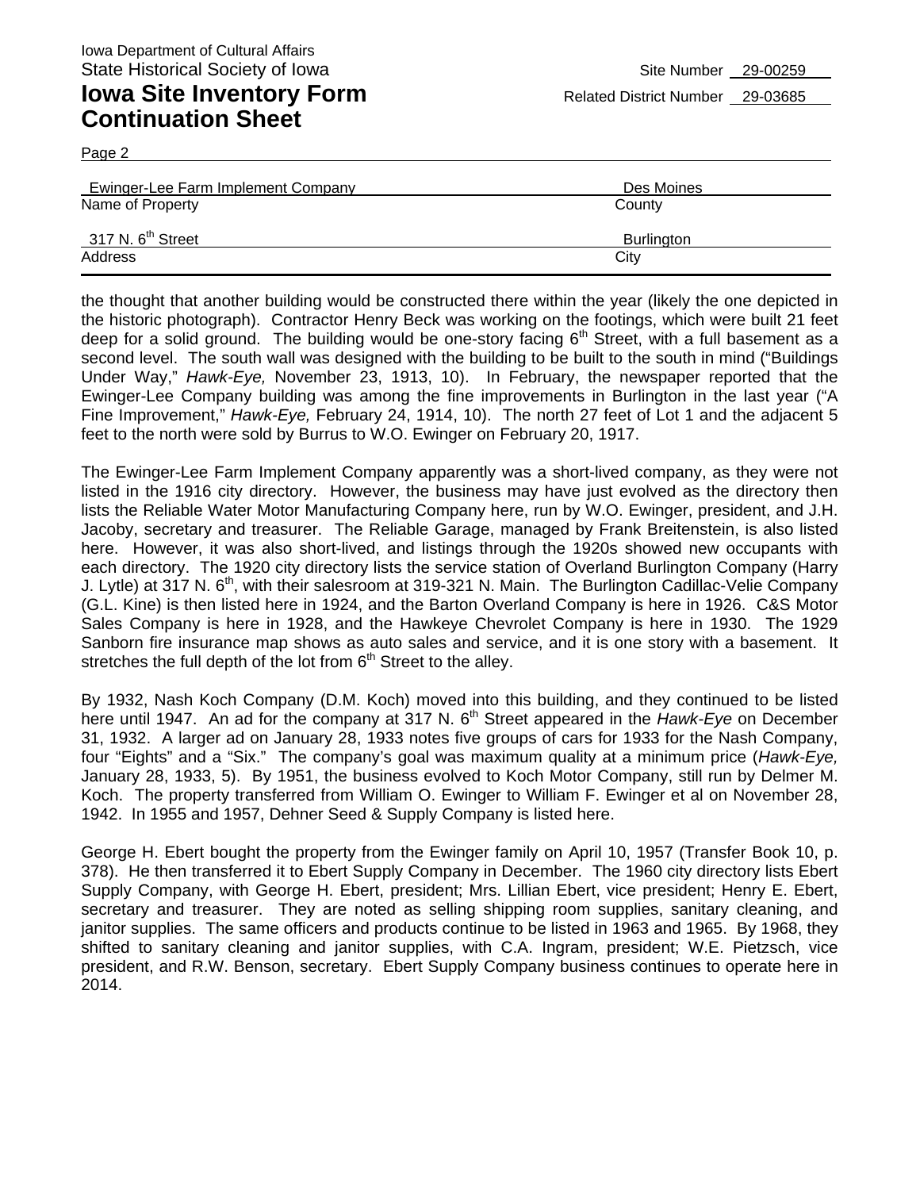the thought that another building would be constructed there within the year (likely the one depicted in the historic photograph). Contractor Henry Beck was working on the footings, which were built 21 feet deep for a solid ground. The building would be one-story facing 6th Street, with a full basement as a second level. The south wall was designed with the building to be built to the south in mind ("Buildings Under Way," *Hawk-Eye,* November 23, 1913, 10). In February, the newspaper reported that the Ewinger-Lee Company building was among the fine improvements in Burlington in the last year ("A Fine Improvement," *Hawk-Eye,* February 24, 1914, 10). The north 27 feet of Lot 1 and the adjacent 5 feet to the north were sold by Burrus to W.O. Ewinger on February 20, 1917.

The Ewinger-Lee Farm Implement Company apparently was a short-lived company, as they were not listed in the 1916 city directory. However, the business may have just evolved as the directory then lists the Reliable Water Motor Manufacturing Company here, run by W.O. Ewinger, president, and J.H. Jacoby, secretary and treasurer. The Reliable Garage, managed by Frank Breitenstein, is also listed here. However, it was also short-lived, and listings through the 1920s showed new occupants with each directory. The 1920 city directory lists the service station of Overland Burlington Company (Harry J. Lytle) at 317 N. 6th, with their salesroom at 319-321 N. Main. The Burlington Cadillac-Velie Company (G.L. Kine) is then listed here in 1924, and the Barton Overland Company is here in 1926. C&S Motor Sales Company is here in 1928, and the Hawkeye Chevrolet Company is here in 1930. The 1929 Sanborn fire insurance map shows as auto sales and service, and it is one story with a basement. It stretches the full depth of the lot from 6th Street to the alley.

By 1932, Nash Koch Company (D.M. Koch) moved into this building, and they continued to be listed here until 1947. An ad for the company at 317 N. 6th Street appeared in the *Hawk-Eye* on December 31, 1932. A larger ad on January 28, 1933 notes five groups of cars for 1933 for the Nash Company, four "Eights" and a "Six." The company's goal was maximum quality at a minimum price (*Hawk-Eye,* January 28, 1933, 5). By 1951, the business evolved to Koch Motor Company, still run by Delmer M. Koch. The property transferred from William O. Ewinger to William F. Ewinger et al on November 28, 1942. In 1955 and 1957, Dehner Seed & Supply Company is listed here.

George H. Ebert bought the property from the Ewinger family on April 10, 1957 (Transfer Book 10, p. 378). He then transferred it to Ebert Supply Company in December. The 1960 city directory lists Ebert Supply Company, with George H. Ebert, president; Mrs. Lillian Ebert, vice president; Henry E. Ebert, secretary and treasurer. They are noted as selling shipping room supplies, sanitary cleaning, and janitor supplies. The same officers and products continue to be listed in 1963 and 1965. By 1968, they shifted to sanitary cleaning and janitor supplies, with C.A. Ingram, president; W.E. Pietzsch, vice president, and R.W. Benson, secretary. Ebert Supply Company business continues to operate here in 2014.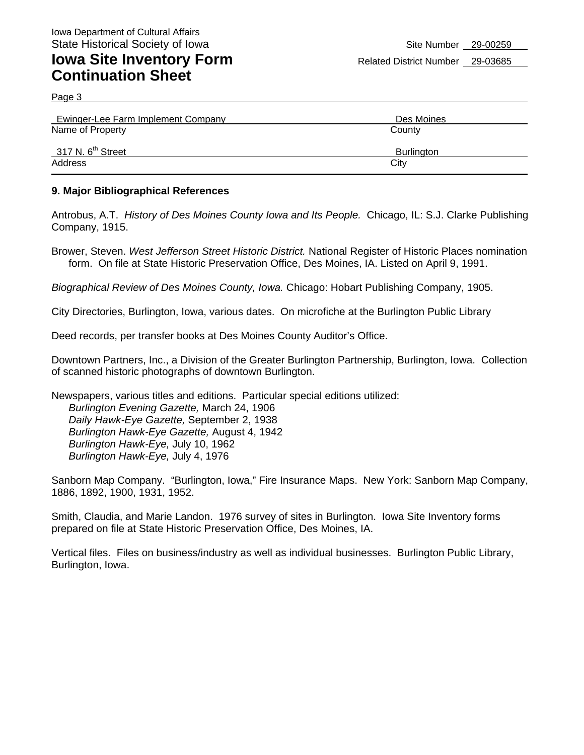Iowa Department of Cultural Affairs
State Historical Society of Iowa

Site Number 29-00259

# Iowa Site Inventory Form Continuation Sheet

Related District Number 29-03685

| Ewinger-Lee Farm Implement Company | Des Moines |
|---|---|
| Name of Property | County |
| 317 N. 6th Street | Burlington |
| Address | City |

## 9. Major Bibliographical References

Antrobus, A.T. *History of Des Moines County Iowa and Its People.* Chicago, IL: S.J. Clarke Publishing Company, 1915.

Brower, Steven. *West Jefferson Street Historic District.* National Register of Historic Places nomination form. On file at State Historic Preservation Office, Des Moines, IA. Listed on April 9, 1991.

*Biographical Review of Des Moines County, Iowa.* Chicago: Hobart Publishing Company, 1905.

City Directories, Burlington, Iowa, various dates. On microfiche at the Burlington Public Library

Deed records, per transfer books at Des Moines County Auditor's Office.

Downtown Partners, Inc., a Division of the Greater Burlington Partnership, Burlington, Iowa. Collection of scanned historic photographs of downtown Burlington.

Newspapers, various titles and editions. Particular special editions utilized:
*Burlington Evening Gazette,* March 24, 1906
*Daily Hawk-Eye Gazette,* September 2, 1938
*Burlington Hawk-Eye Gazette,* August 4, 1942
*Burlington Hawk-Eye,* July 10, 1962
*Burlington Hawk-Eye,* July 4, 1976

Sanborn Map Company. "Burlington, Iowa," Fire Insurance Maps. New York: Sanborn Map Company, 1886, 1892, 1900, 1931, 1952.

Smith, Claudia, and Marie Landon. 1976 survey of sites in Burlington. Iowa Site Inventory forms prepared on file at State Historic Preservation Office, Des Moines, IA.

Vertical files. Files on business/industry as well as individual businesses. Burlington Public Library, Burlington, Iowa.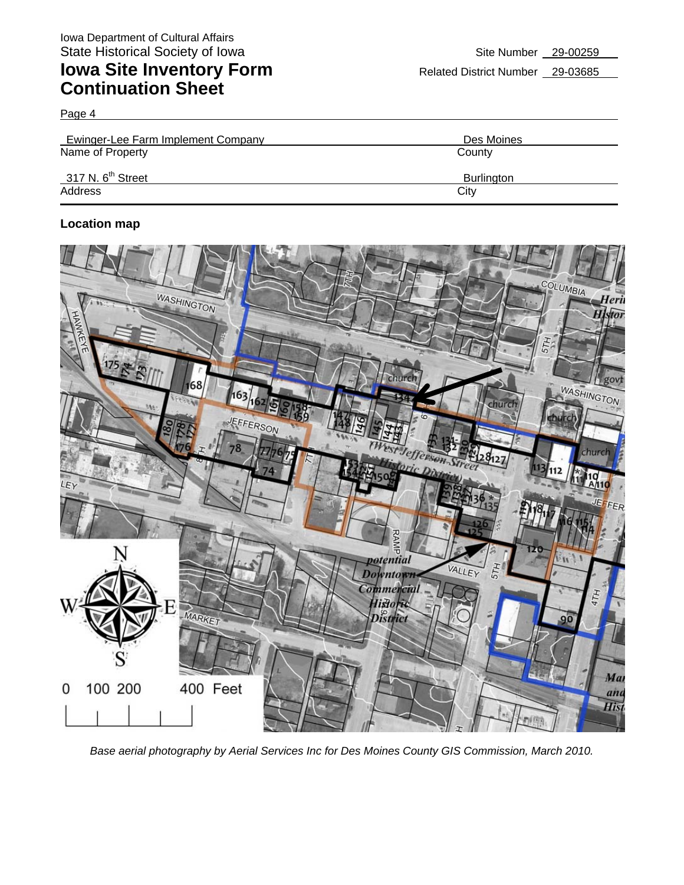Iowa Department of Cultural Affairs
State Historical Society of Iowa

# Iowa Site Inventory Form Continuation Sheet

Site Number 29-00259

Related District Number 29-03685

Page 4

| Ewinger-Lee Farm Implement Company | Des Moines |
|---|---|
| Name of Property | County |
| 317 N. 6th Street | Burlington |
| Address | City |

### Location map

*Base aerial photography by Aerial Services Inc for Des Moines County GIS Commission, March 2010.*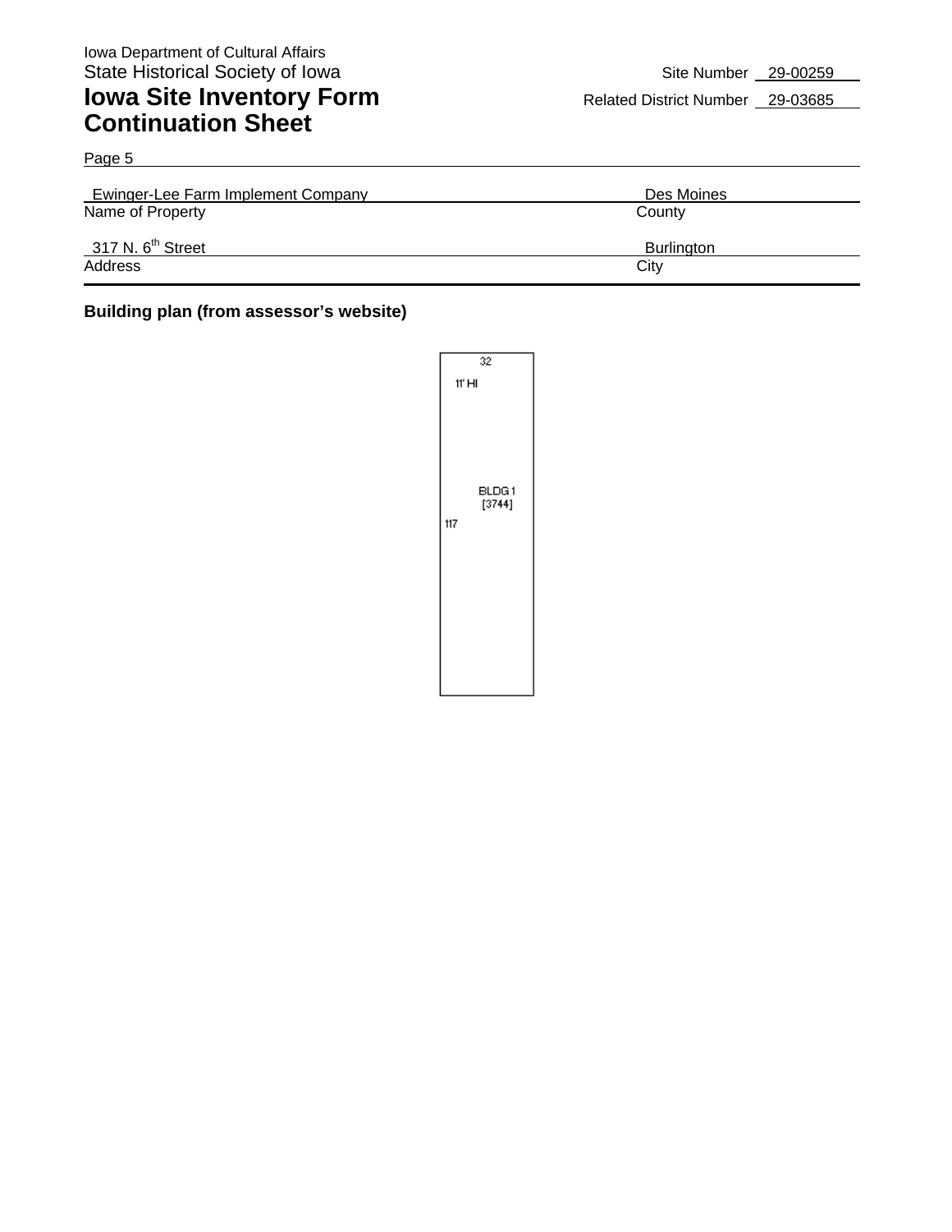Iowa Department of Cultural Affairs
State Historical Society of Iowa

# Iowa Site Inventory Form Continuation Sheet

Site Number 29-00259
Related District Number 29-03685

Page 5

| Ewinger-Lee Farm Implement Company | Des Moines |
|---|---|
| Name of Property | County |
| 317 N. 6th Street | Burlington |
| Address | City |

**Building plan (from assessor's website)**

32

11' HI

BLDG 1
[3744]

117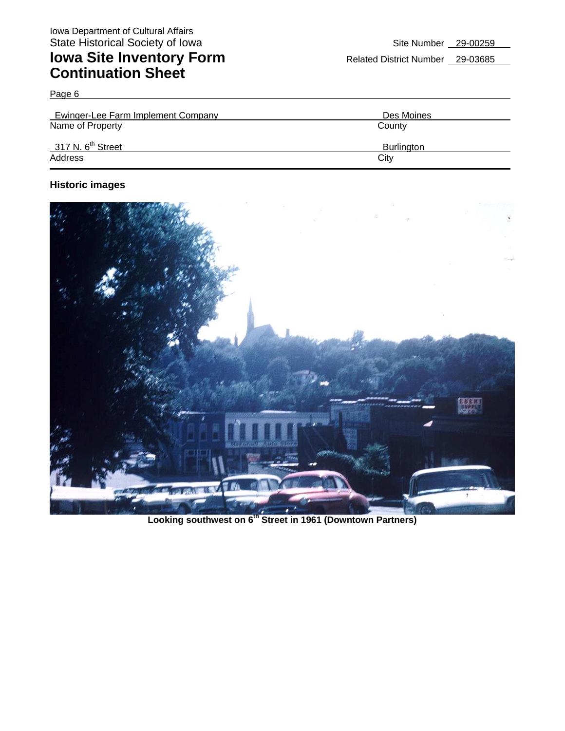Page 6

| Ewinger-Lee Farm Implement Company | Des Moines |
| --- | --- |
| Name of Property | County |
| 317 N. 6th Street | Burlington |
| Address | City |

## Historic images

Looking southwest on 6th Street in 1961 (Downtown Partners)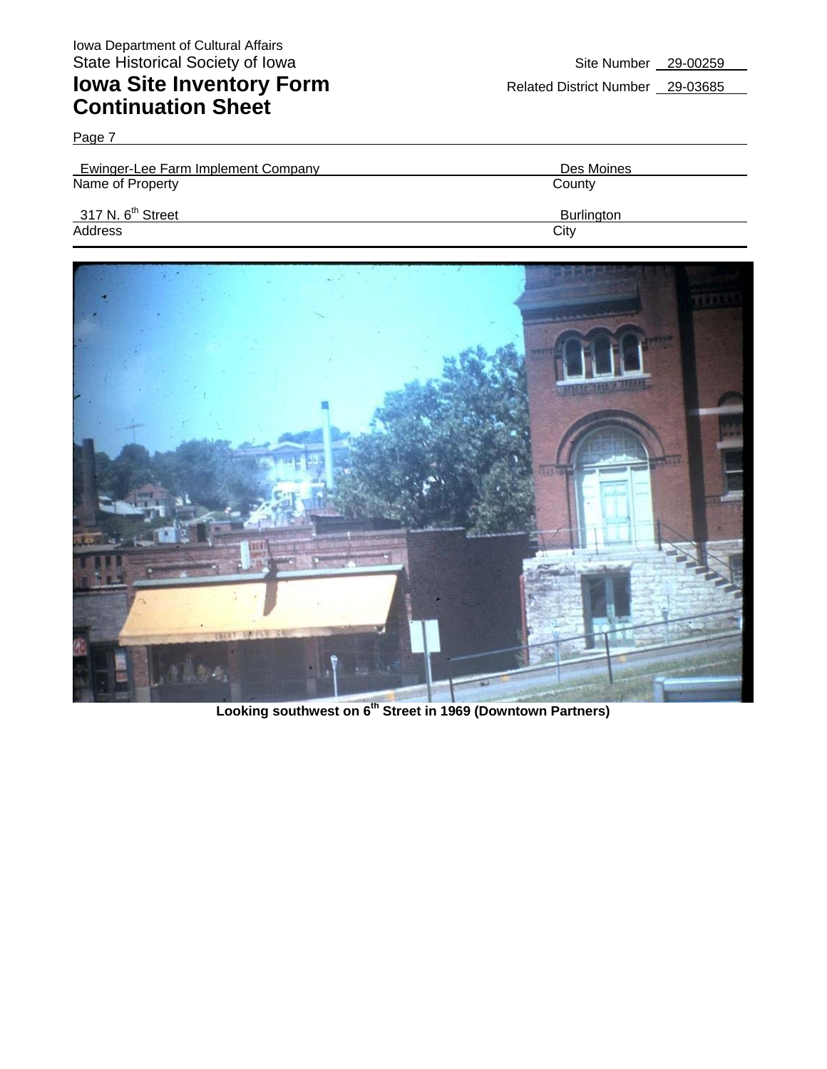Iowa Department of Cultural Affairs
State Historical Society of Iowa

# Iowa Site Inventory Form Continuation Sheet

Site Number 29-00259
Related District Number 29-03685

Page 7

| Ewinger-Lee Farm Implement Company | Des Moines |
|---|---|
| Name of Property | County |
| 317 N. 6th Street | Burlington |
| Address | City |

**Looking southwest on 6th Street in 1969 (Downtown Partners)**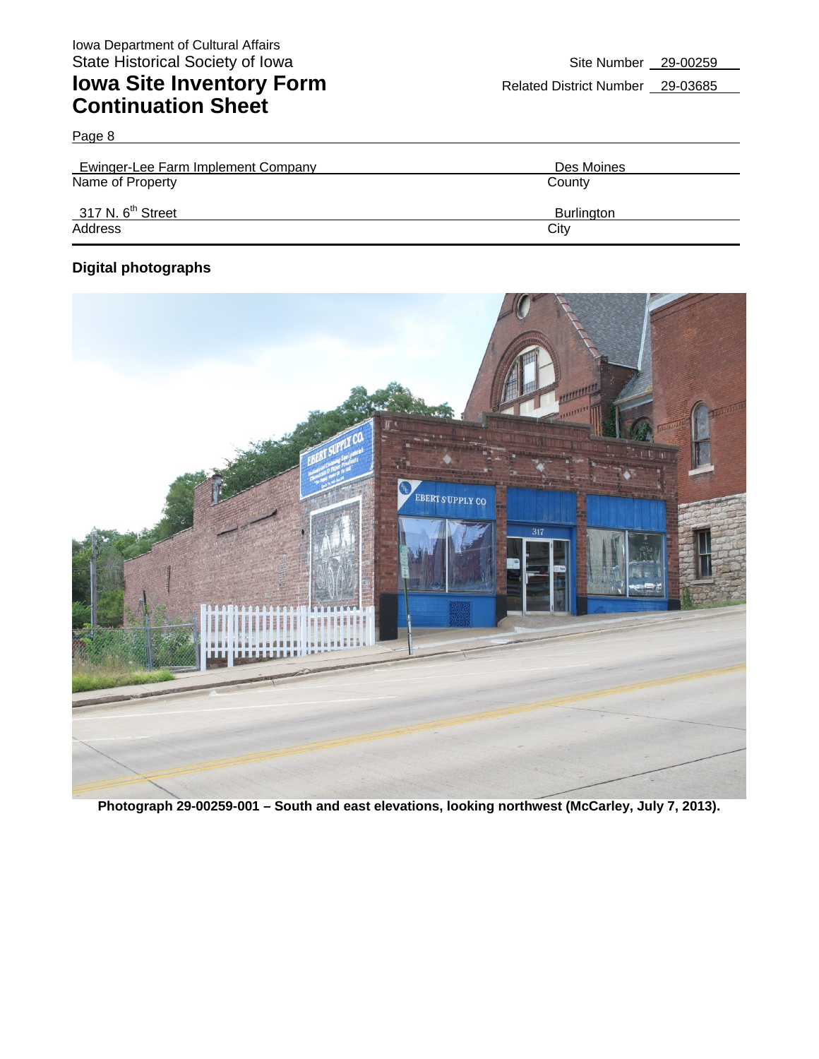Iowa Department of Cultural Affairs
State Historical Society of Iowa

# Iowa Site Inventory Form Continuation Sheet

Site Number 29-00259
Related District Number 29-03685

Page 8

| | |
|---|---|
| Ewinger-Lee Farm Implement Company | Des Moines |
| Name of Property | County |
| 317 N. 6th Street | Burlington |
| Address | City |

**Digital photographs**

**Photograph 29-00259-001 – South and east elevations, looking northwest (McCarley, July 7, 2013).**